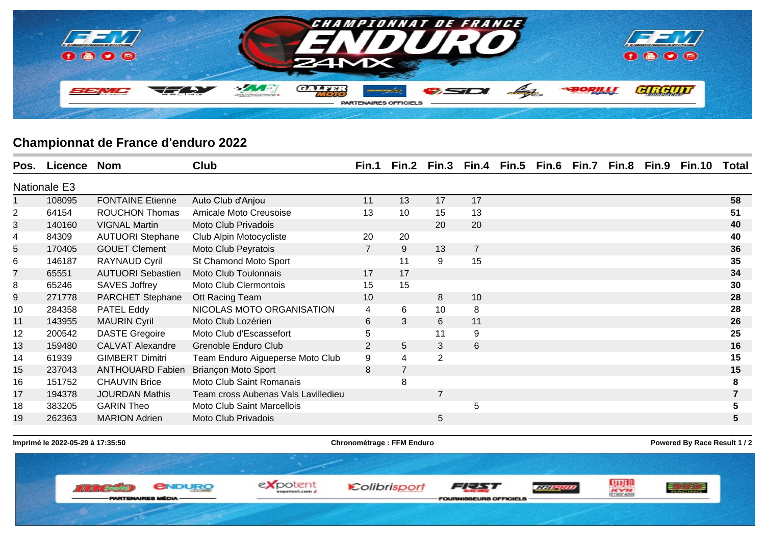## Championnat de France d'enduro 2022

| Pos. | Licence | Nom | Club | Fin.1 | Fin.2 | Fin.3 | Fin.4 | Fin.5 | Fin.6 | Fin.7 | Fin.8 | Fin.9 | Fin.10 | Total |
|---|---|---|---|---|---|---|---|---|---|---|---|---|---|---|
| Nationale E3 | | | | | | | | | | | | | | |
| 1 | 108095 | FONTAINE Etienne | Auto Club d'Anjou | 11 | 13 | 17 | 17 | | | | | | | **58** |
| 2 | 64154 | ROUCHON Thomas | Amicale Moto Creusoise | 13 | 10 | 15 | 13 | | | | | | | **51** |
| 3 | 140160 | VIGNAL Martin | Moto Club Privadois | | | 20 | 20 | | | | | | | **40** |
| 4 | 84309 | AUTUORI Stephane | Club Alpin Motocycliste | 20 | 20 | | | | | | | | | **40** |
| 5 | 170405 | GOUET Clement | Moto Club Peyratois | 7 | 9 | 13 | 7 | | | | | | | **36** |
| 6 | 146187 | RAYNAUD Cyril | St Chamond Moto Sport | | 11 | 9 | 15 | | | | | | | **35** |
| 7 | 65551 | AUTUORI Sebastien | Moto Club Toulonnais | 17 | 17 | | | | | | | | | **34** |
| 8 | 65246 | SAVES Joffrey | Moto Club Clermontois | 15 | 15 | | | | | | | | | **30** |
| 9 | 271778 | PARCHET Stephane | Ott Racing Team | 10 | | 8 | 10 | | | | | | | **28** |
| 10 | 284358 | PATEL Eddy | NICOLAS MOTO ORGANISATION | 4 | 6 | 10 | 8 | | | | | | | **28** |
| 11 | 143955 | MAURIN Cyril | Moto Club Lozérien | 6 | 3 | 6 | 11 | | | | | | | **26** |
| 12 | 200542 | DASTE Gregoire | Moto Club d'Escassefort | 5 | | 11 | 9 | | | | | | | **25** |
| 13 | 159480 | CALVAT Alexandre | Grenoble Enduro Club | 2 | 5 | 3 | 6 | | | | | | | **16** |
| 14 | 61939 | GIMBERT Dimitri | Team Enduro Aigueperse Moto Club | 9 | 4 | 2 | | | | | | | | **15** |
| 15 | 237043 | ANTHOUARD Fabien | Briançon Moto Sport | 8 | 7 | | | | | | | | | **15** |
| 16 | 151752 | CHAUVIN Brice | Moto Club Saint Romanais | | 8 | | | | | | | | | **8** |
| 17 | 194378 | JOURDAN Mathis | Team cross Aubenas Vals Lavilledieu | | | 7 | | | | | | | | **7** |
| 18 | 383205 | GARIN Theo | Moto Club Saint Marcellois | | | | 5 | | | | | | | **5** |
| 19 | 262363 | MARION Adrien | Moto Club Privadois | | | 5 | | | | | | | | **5** |

**Imprimé le 2022-05-29 à 17:35:50** **Chronométrage : FFM Enduro** **Powered By Race Result**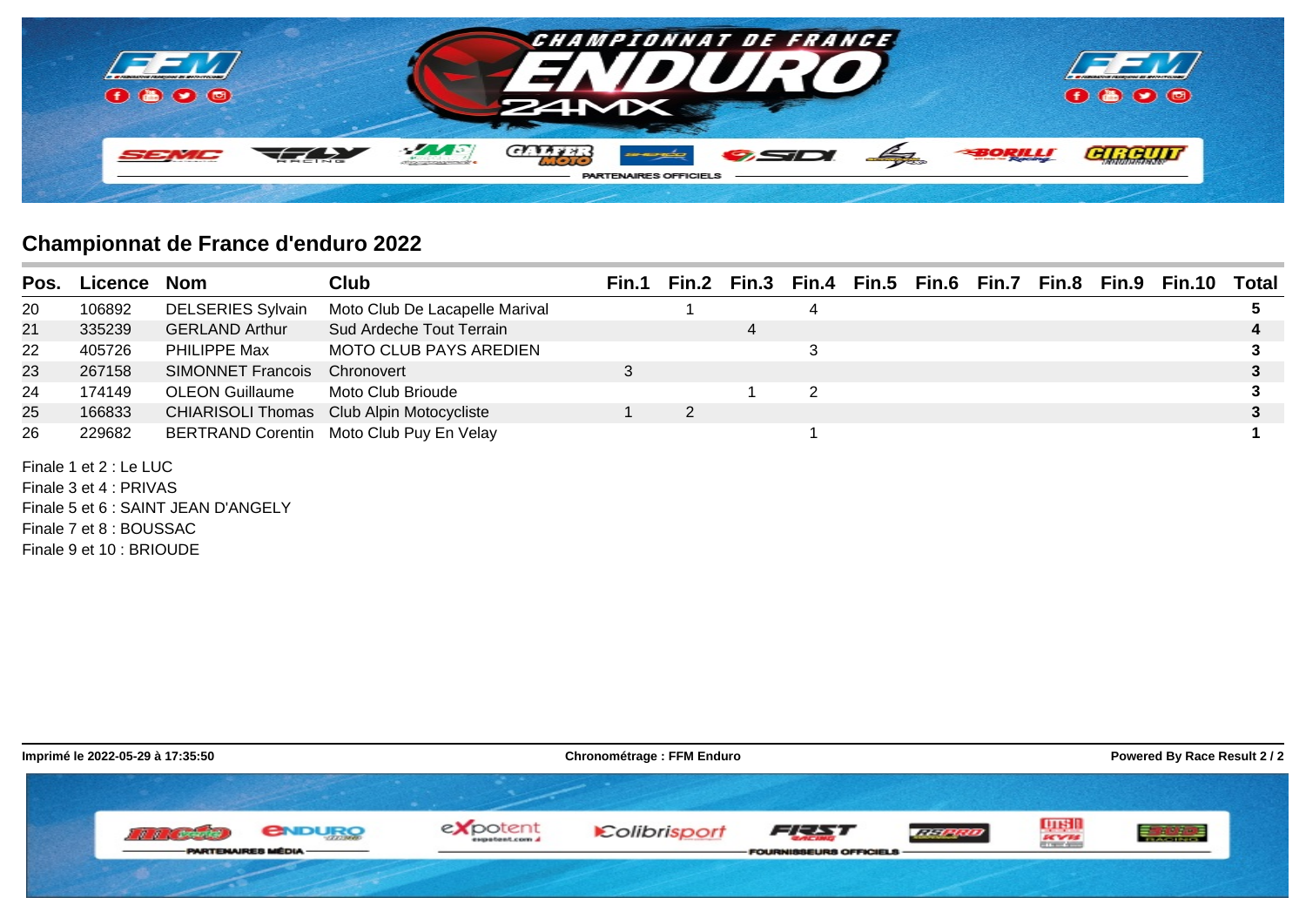## Championnat de France d'enduro 2022

| Pos. | Licence | Nom | Club | Fin.1 | Fin.2 | Fin.3 | Fin.4 | Fin.5 | Fin.6 | Fin.7 | Fin.8 | Fin.9 | Fin.10 | Total |
|---|---|---|---|---|---|---|---|---|---|---|---|---|---|---|
| 20 | 106892 | DELSERIES Sylvain | Moto Club De Lacapelle Marival | | 1 | | 4 | | | | | | | **5** |
| 21 | 335239 | GERLAND Arthur | Sud Ardeche Tout Terrain | | | 4 | | | | | | | | **4** |
| 22 | 405726 | PHILIPPE Max | MOTO CLUB PAYS AREDIEN | | | | 3 | | | | | | | **3** |
| 23 | 267158 | SIMONNET Francois | Chronovert | 3 | | | | | | | | | | **3** |
| 24 | 174149 | OLEON Guillaume | Moto Club Brioude | | | 1 | 2 | | | | | | | **3** |
| 25 | 166833 | CHIARISOLI Thomas | Club Alpin Motocycliste | 1 | 2 | | | | | | | | | **3** |
| 26 | 229682 | BERTRAND Corentin | Moto Club Puy En Velay | | | | 1 | | | | | | | **1** |

Finale 1 et 2 : Le LUC
Finale 3 et 4 : PRIVAS
Finale 5 et 6 : SAINT JEAN D'ANGELY
Finale 7 et 8 : BOUSSAC
Finale 9 et 10 : BRIOUDE